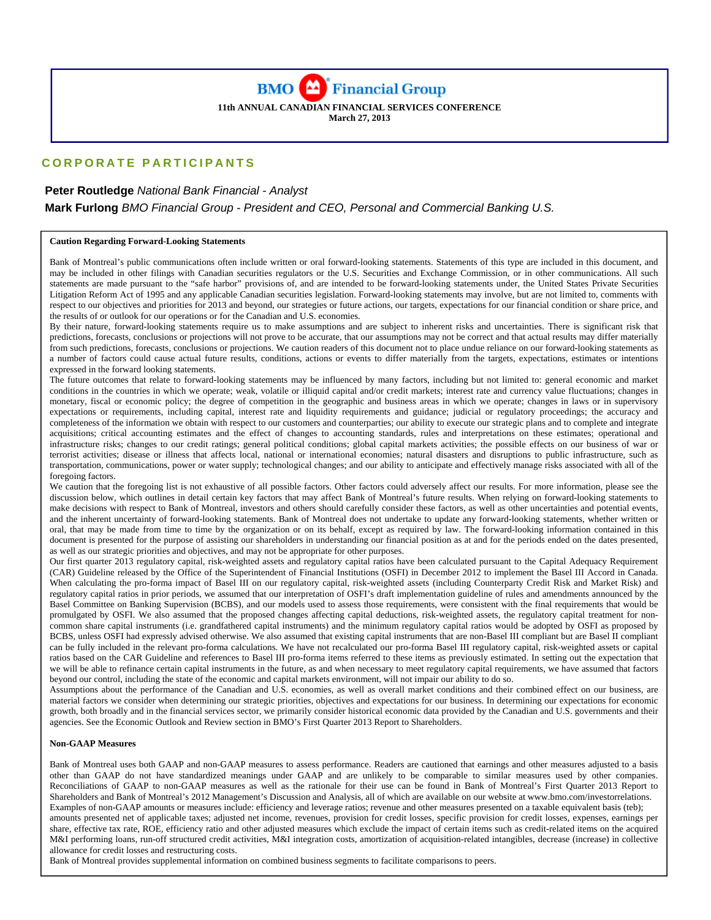# BMO Financial Group

**11th ANNUAL CANADIAN FINANCIAL SERVICES CONFERENCE**
**March 27, 2013**

## CORPORATE PARTICIPANTS

**Peter Routledge** *National Bank Financial - Analyst*

**Mark Furlong** *BMO Financial Group - President and CEO, Personal and Commercial Banking U.S.*

---

**Caution Regarding Forward-Looking Statements**

Bank of Montreal's public communications often include written or oral forward-looking statements. Statements of this type are included in this document, and may be included in other filings with Canadian securities regulators or the U.S. Securities and Exchange Commission, or in other communications. All such statements are made pursuant to the "safe harbor" provisions of, and are intended to be forward-looking statements under, the United States Private Securities Litigation Reform Act of 1995 and any applicable Canadian securities legislation. Forward-looking statements may involve, but are not limited to, comments with respect to our objectives and priorities for 2013 and beyond, our strategies or future actions, our targets, expectations for our financial condition or share price, and the results of or outlook for our operations or for the Canadian and U.S. economies.

By their nature, forward-looking statements require us to make assumptions and are subject to inherent risks and uncertainties. There is significant risk that predictions, forecasts, conclusions or projections will not prove to be accurate, that our assumptions may not be correct and that actual results may differ materially from such predictions, forecasts, conclusions or projections. We caution readers of this document not to place undue reliance on our forward-looking statements as a number of factors could cause actual future results, conditions, actions or events to differ materially from the targets, expectations, estimates or intentions expressed in the forward looking statements.

The future outcomes that relate to forward-looking statements may be influenced by many factors, including but not limited to: general economic and market conditions in the countries in which we operate; weak, volatile or illiquid capital and/or credit markets; interest rate and currency value fluctuations; changes in monetary, fiscal or economic policy; the degree of competition in the geographic and business areas in which we operate; changes in laws or in supervisory expectations or requirements, including capital, interest rate and liquidity requirements and guidance; judicial or regulatory proceedings; the accuracy and completeness of the information we obtain with respect to our customers and counterparties; our ability to execute our strategic plans and to complete and integrate acquisitions; critical accounting estimates and the effect of changes to accounting standards, rules and interpretations on these estimates; operational and infrastructure risks; changes to our credit ratings; general political conditions; global capital markets activities; the possible effects on our business of war or terrorist activities; disease or illness that affects local, national or international economies; natural disasters and disruptions to public infrastructure, such as transportation, communications, power or water supply; technological changes; and our ability to anticipate and effectively manage risks associated with all of the foregoing factors.

We caution that the foregoing list is not exhaustive of all possible factors. Other factors could adversely affect our results. For more information, please see the discussion below, which outlines in detail certain key factors that may affect Bank of Montreal's future results. When relying on forward-looking statements to make decisions with respect to Bank of Montreal, investors and others should carefully consider these factors, as well as other uncertainties and potential events, and the inherent uncertainty of forward-looking statements. Bank of Montreal does not undertake to update any forward-looking statements, whether written or oral, that may be made from time to time by the organization or on its behalf, except as required by law. The forward-looking information contained in this document is presented for the purpose of assisting our shareholders in understanding our financial position as at and for the periods ended on the dates presented, as well as our strategic priorities and objectives, and may not be appropriate for other purposes.

Our first quarter 2013 regulatory capital, risk-weighted assets and regulatory capital ratios have been calculated pursuant to the Capital Adequacy Requirement (CAR) Guideline released by the Office of the Superintendent of Financial Institutions (OSFI) in December 2012 to implement the Basel III Accord in Canada. When calculating the pro-forma impact of Basel III on our regulatory capital, risk-weighted assets (including Counterparty Credit Risk and Market Risk) and regulatory capital ratios in prior periods, we assumed that our interpretation of OSFI's draft implementation guideline of rules and amendments announced by the Basel Committee on Banking Supervision (BCBS), and our models used to assess those requirements, were consistent with the final requirements that would be promulgated by OSFI. We also assumed that the proposed changes affecting capital deductions, risk-weighted assets, the regulatory capital treatment for non-common share capital instruments (i.e. grandfathered capital instruments) and the minimum regulatory capital ratios would be adopted by OSFI as proposed by BCBS, unless OSFI had expressly advised otherwise. We also assumed that existing capital instruments that are non-Basel III compliant but are Basel II compliant can be fully included in the relevant pro-forma calculations. We have not recalculated our pro-forma Basel III regulatory capital, risk-weighted assets or capital ratios based on the CAR Guideline and references to Basel III pro-forma items referred to these items as previously estimated. In setting out the expectation that we will be able to refinance certain capital instruments in the future, as and when necessary to meet regulatory capital requirements, we have assumed that factors beyond our control, including the state of the economic and capital markets environment, will not impair our ability to do so.

Assumptions about the performance of the Canadian and U.S. economies, as well as overall market conditions and their combined effect on our business, are material factors we consider when determining our strategic priorities, objectives and expectations for our business. In determining our expectations for economic growth, both broadly and in the financial services sector, we primarily consider historical economic data provided by the Canadian and U.S. governments and their agencies. See the Economic Outlook and Review section in BMO's First Quarter 2013 Report to Shareholders.

**Non-GAAP Measures**

Bank of Montreal uses both GAAP and non-GAAP measures to assess performance. Readers are cautioned that earnings and other measures adjusted to a basis other than GAAP do not have standardized meanings under GAAP and are unlikely to be comparable to similar measures used by other companies. Reconciliations of GAAP to non-GAAP measures as well as the rationale for their use can be found in Bank of Montreal's First Quarter 2013 Report to Shareholders and Bank of Montreal's 2012 Management's Discussion and Analysis, all of which are available on our website at www.bmo.com/investorrelations.

Examples of non-GAAP amounts or measures include: efficiency and leverage ratios; revenue and other measures presented on a taxable equivalent basis (teb); amounts presented net of applicable taxes; adjusted net income, revenues, provision for credit losses, specific provision for credit losses, expenses, earnings per share, effective tax rate, ROE, efficiency ratio and other adjusted measures which exclude the impact of certain items such as credit-related items on the acquired M&I performing loans, run-off structured credit activities, M&I integration costs, amortization of acquisition-related intangibles, decrease (increase) in collective allowance for credit losses and restructuring costs.

Bank of Montreal provides supplemental information on combined business segments to facilitate comparisons to peers.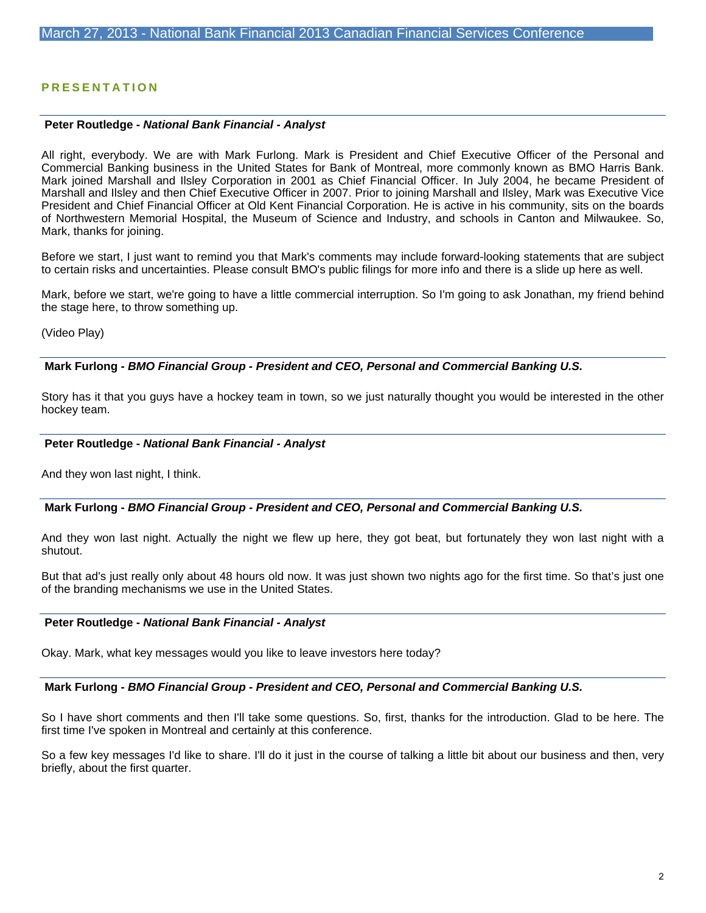## PRESENTATION

**Peter Routledge - *National Bank Financial - Analyst***

All right, everybody. We are with Mark Furlong. Mark is President and Chief Executive Officer of the Personal and Commercial Banking business in the United States for Bank of Montreal, more commonly known as BMO Harris Bank. Mark joined Marshall and Ilsley Corporation in 2001 as Chief Financial Officer. In July 2004, he became President of Marshall and Ilsley and then Chief Executive Officer in 2007. Prior to joining Marshall and Ilsley, Mark was Executive Vice President and Chief Financial Officer at Old Kent Financial Corporation. He is active in his community, sits on the boards of Northwestern Memorial Hospital, the Museum of Science and Industry, and schools in Canton and Milwaukee. So, Mark, thanks for joining.

Before we start, I just want to remind you that Mark's comments may include forward-looking statements that are subject to certain risks and uncertainties. Please consult BMO's public filings for more info and there is a slide up here as well.

Mark, before we start, we're going to have a little commercial interruption. So I'm going to ask Jonathan, my friend behind the stage here, to throw something up.

(Video Play)

**Mark Furlong - *BMO Financial Group - President and CEO, Personal and Commercial Banking U.S.***

Story has it that you guys have a hockey team in town, so we just naturally thought you would be interested in the other hockey team.

**Peter Routledge - *National Bank Financial - Analyst***

And they won last night, I think.

**Mark Furlong - *BMO Financial Group - President and CEO, Personal and Commercial Banking U.S.***

And they won last night. Actually the night we flew up here, they got beat, but fortunately they won last night with a shutout.

But that ad's just really only about 48 hours old now. It was just shown two nights ago for the first time. So that's just one of the branding mechanisms we use in the United States.

**Peter Routledge - *National Bank Financial - Analyst***

Okay. Mark, what key messages would you like to leave investors here today?

**Mark Furlong - *BMO Financial Group - President and CEO, Personal and Commercial Banking U.S.***

So I have short comments and then I'll take some questions. So, first, thanks for the introduction. Glad to be here. The first time I've spoken in Montreal and certainly at this conference.

So a few key messages I'd like to share. I'll do it just in the course of talking a little bit about our business and then, very briefly, about the first quarter.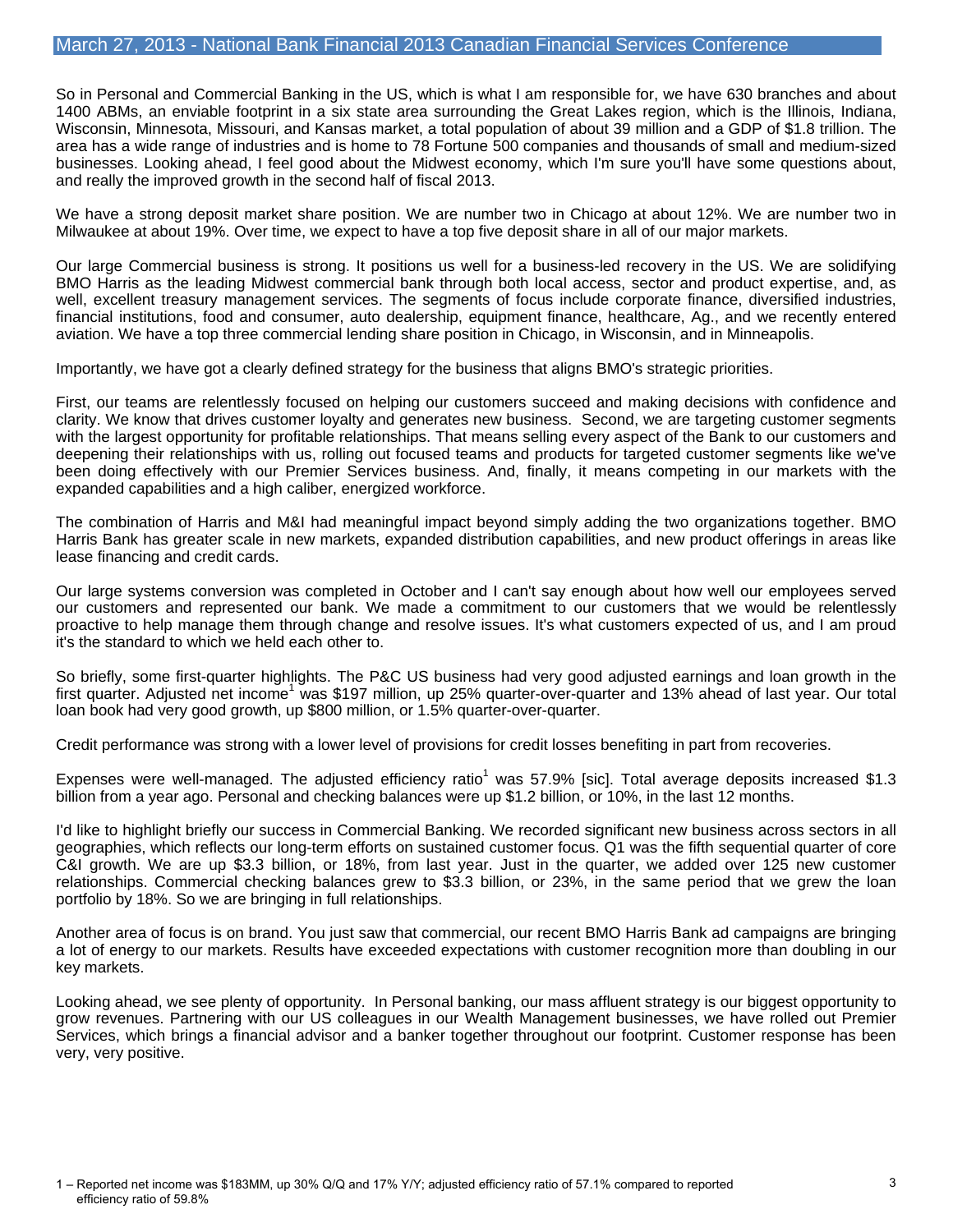So in Personal and Commercial Banking in the US, which is what I am responsible for, we have 630 branches and about 1400 ABMs, an enviable footprint in a six state area surrounding the Great Lakes region, which is the Illinois, Indiana, Wisconsin, Minnesota, Missouri, and Kansas market, a total population of about 39 million and a GDP of $1.8 trillion. The area has a wide range of industries and is home to 78 Fortune 500 companies and thousands of small and medium-sized businesses. Looking ahead, I feel good about the Midwest economy, which I'm sure you'll have some questions about, and really the improved growth in the second half of fiscal 2013.

We have a strong deposit market share position. We are number two in Chicago at about 12%. We are number two in Milwaukee at about 19%. Over time, we expect to have a top five deposit share in all of our major markets.

Our large Commercial business is strong. It positions us well for a business-led recovery in the US. We are solidifying BMO Harris as the leading Midwest commercial bank through both local access, sector and product expertise, and, as well, excellent treasury management services. The segments of focus include corporate finance, diversified industries, financial institutions, food and consumer, auto dealership, equipment finance, healthcare, Ag., and we recently entered aviation. We have a top three commercial lending share position in Chicago, in Wisconsin, and in Minneapolis.

Importantly, we have got a clearly defined strategy for the business that aligns BMO's strategic priorities.

First, our teams are relentlessly focused on helping our customers succeed and making decisions with confidence and clarity. We know that drives customer loyalty and generates new business. Second, we are targeting customer segments with the largest opportunity for profitable relationships. That means selling every aspect of the Bank to our customers and deepening their relationships with us, rolling out focused teams and products for targeted customer segments like we've been doing effectively with our Premier Services business. And, finally, it means competing in our markets with the expanded capabilities and a high caliber, energized workforce.

The combination of Harris and M&I had meaningful impact beyond simply adding the two organizations together. BMO Harris Bank has greater scale in new markets, expanded distribution capabilities, and new product offerings in areas like lease financing and credit cards.

Our large systems conversion was completed in October and I can't say enough about how well our employees served our customers and represented our bank. We made a commitment to our customers that we would be relentlessly proactive to help manage them through change and resolve issues. It's what customers expected of us, and I am proud it's the standard to which we held each other to.

So briefly, some first-quarter highlights. The P&C US business had very good adjusted earnings and loan growth in the first quarter. Adjusted net income[1] was $197 million, up 25% quarter-over-quarter and 13% ahead of last year. Our total loan book had very good growth, up $800 million, or 1.5% quarter-over-quarter.

Credit performance was strong with a lower level of provisions for credit losses benefiting in part from recoveries.

Expenses were well-managed. The adjusted efficiency ratio[1] was 57.9% [sic]. Total average deposits increased $1.3 billion from a year ago. Personal and checking balances were up $1.2 billion, or 10%, in the last 12 months.

I'd like to highlight briefly our success in Commercial Banking. We recorded significant new business across sectors in all geographies, which reflects our long-term efforts on sustained customer focus. Q1 was the fifth sequential quarter of core C&I growth. We are up $3.3 billion, or 18%, from last year. Just in the quarter, we added over 125 new customer relationships. Commercial checking balances grew to $3.3 billion, or 23%, in the same period that we grew the loan portfolio by 18%. So we are bringing in full relationships.

Another area of focus is on brand. You just saw that commercial, our recent BMO Harris Bank ad campaigns are bringing a lot of energy to our markets. Results have exceeded expectations with customer recognition more than doubling in our key markets.

Looking ahead, we see plenty of opportunity. In Personal banking, our mass affluent strategy is our biggest opportunity to grow revenues. Partnering with our US colleagues in our Wealth Management businesses, we have rolled out Premier Services, which brings a financial advisor and a banker together throughout our footprint. Customer response has been very, very positive.

1 – Reported net income was $183MM, up 30% Q/Q and 17% Y/Y; adjusted efficiency ratio of 57.1% compared to reported efficiency ratio of 59.8%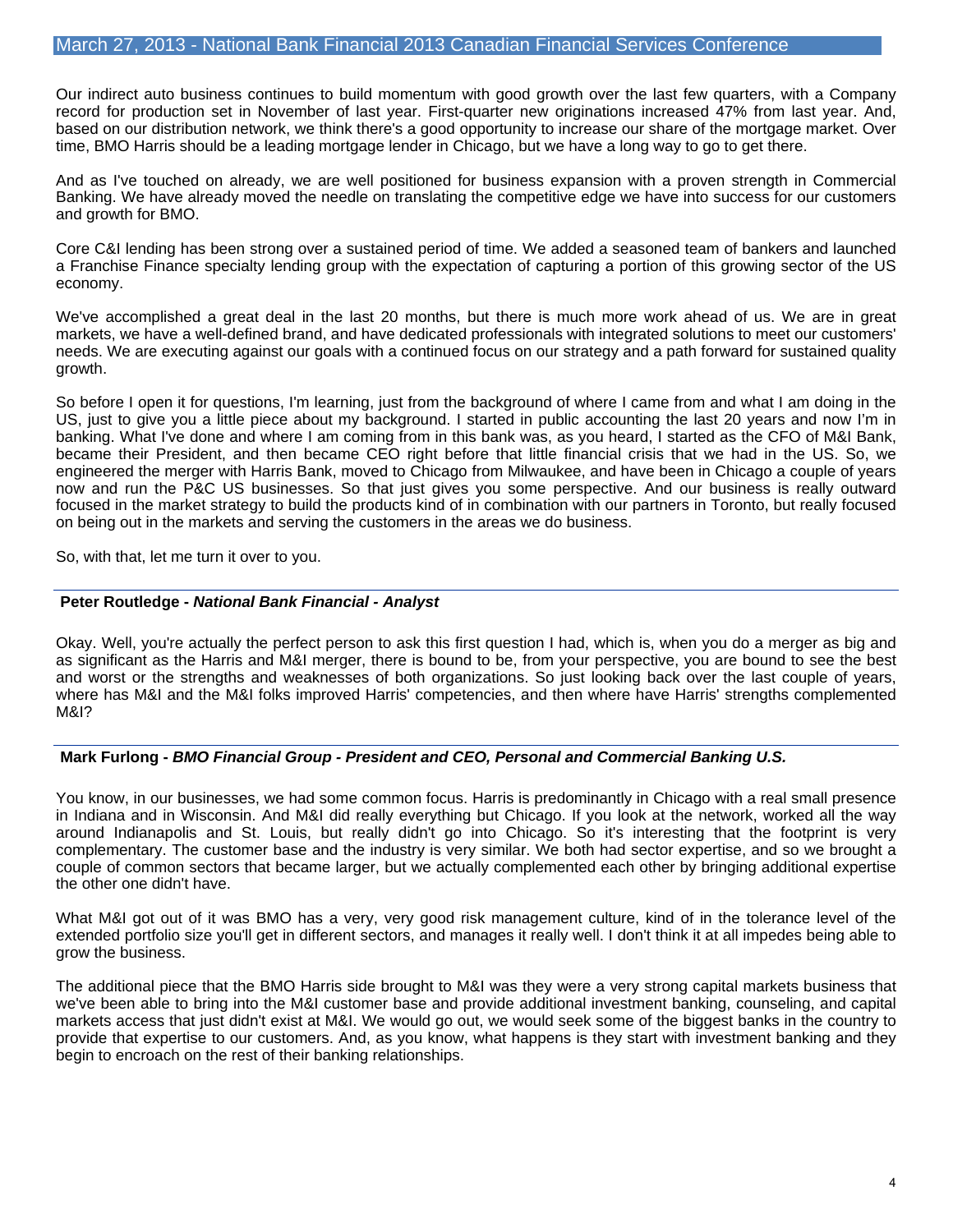Our indirect auto business continues to build momentum with good growth over the last few quarters, with a Company record for production set in November of last year. First-quarter new originations increased 47% from last year. And, based on our distribution network, we think there's a good opportunity to increase our share of the mortgage market. Over time, BMO Harris should be a leading mortgage lender in Chicago, but we have a long way to go to get there.

And as I've touched on already, we are well positioned for business expansion with a proven strength in Commercial Banking. We have already moved the needle on translating the competitive edge we have into success for our customers and growth for BMO.

Core C&I lending has been strong over a sustained period of time. We added a seasoned team of bankers and launched a Franchise Finance specialty lending group with the expectation of capturing a portion of this growing sector of the US economy.

We've accomplished a great deal in the last 20 months, but there is much more work ahead of us. We are in great markets, we have a well-defined brand, and have dedicated professionals with integrated solutions to meet our customers' needs. We are executing against our goals with a continued focus on our strategy and a path forward for sustained quality growth.

So before I open it for questions, I'm learning, just from the background of where I came from and what I am doing in the US, just to give you a little piece about my background. I started in public accounting the last 20 years and now I'm in banking. What I've done and where I am coming from in this bank was, as you heard, I started as the CFO of M&I Bank, became their President, and then became CEO right before that little financial crisis that we had in the US. So, we engineered the merger with Harris Bank, moved to Chicago from Milwaukee, and have been in Chicago a couple of years now and run the P&C US businesses. So that just gives you some perspective. And our business is really outward focused in the market strategy to build the products kind of in combination with our partners in Toronto, but really focused on being out in the markets and serving the customers in the areas we do business.

So, with that, let me turn it over to you.

**Peter Routledge - *National Bank Financial - Analyst***

Okay. Well, you're actually the perfect person to ask this first question I had, which is, when you do a merger as big and as significant as the Harris and M&I merger, there is bound to be, from your perspective, you are bound to see the best and worst or the strengths and weaknesses of both organizations. So just looking back over the last couple of years, where has M&I and the M&I folks improved Harris' competencies, and then where have Harris' strengths complemented M&I?

**Mark Furlong - *BMO Financial Group - President and CEO, Personal and Commercial Banking U.S.***

You know, in our businesses, we had some common focus. Harris is predominantly in Chicago with a real small presence in Indiana and in Wisconsin. And M&I did really everything but Chicago. If you look at the network, worked all the way around Indianapolis and St. Louis, but really didn't go into Chicago. So it's interesting that the footprint is very complementary. The customer base and the industry is very similar. We both had sector expertise, and so we brought a couple of common sectors that became larger, but we actually complemented each other by bringing additional expertise the other one didn't have.

What M&I got out of it was BMO has a very, very good risk management culture, kind of in the tolerance level of the extended portfolio size you'll get in different sectors, and manages it really well. I don't think it at all impedes being able to grow the business.

The additional piece that the BMO Harris side brought to M&I was they were a very strong capital markets business that we've been able to bring into the M&I customer base and provide additional investment banking, counseling, and capital markets access that just didn't exist at M&I. We would go out, we would seek some of the biggest banks in the country to provide that expertise to our customers. And, as you know, what happens is they start with investment banking and they begin to encroach on the rest of their banking relationships.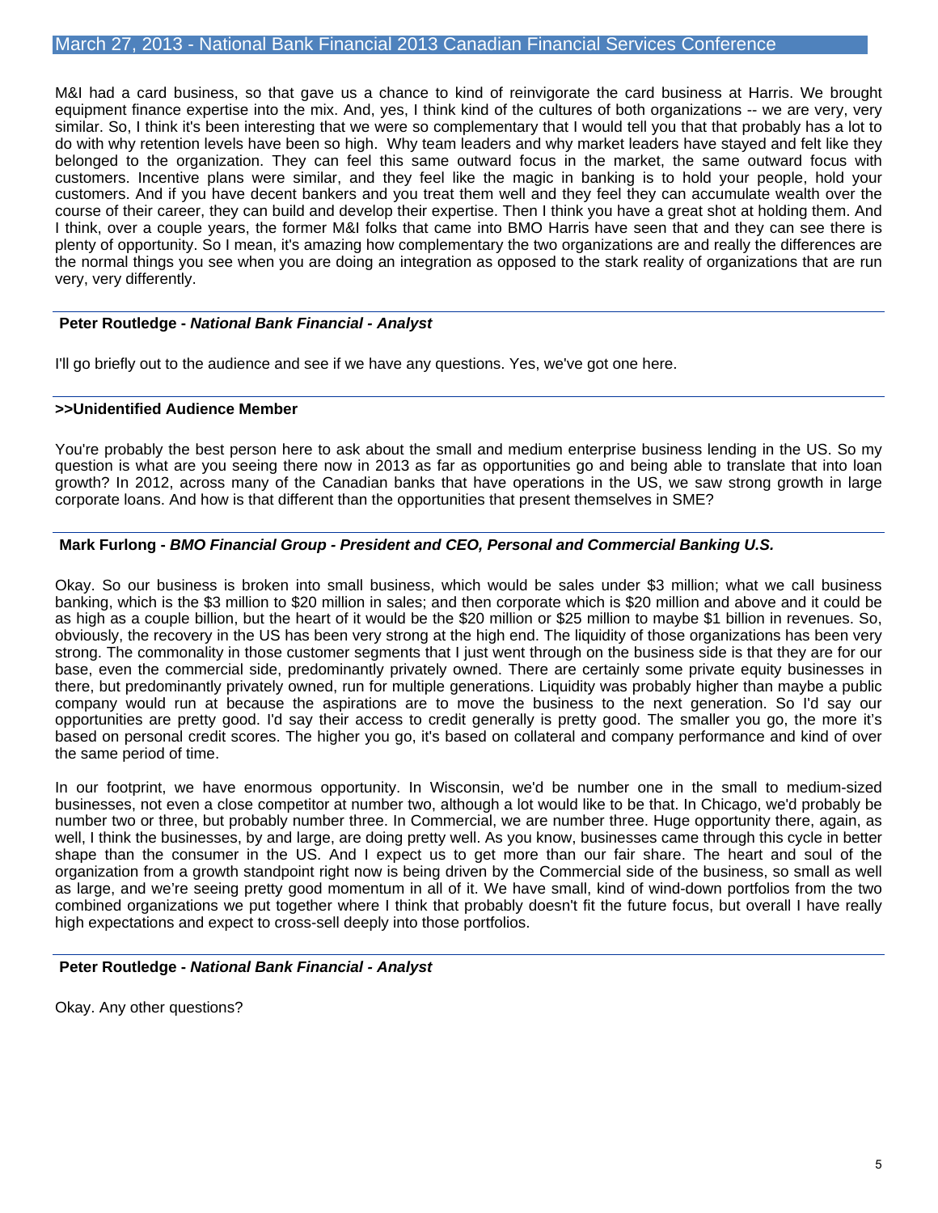M&I had a card business, so that gave us a chance to kind of reinvigorate the card business at Harris. We brought equipment finance expertise into the mix. And, yes, I think kind of the cultures of both organizations -- we are very, very similar. So, I think it's been interesting that we were so complementary that I would tell you that that probably has a lot to do with why retention levels have been so high. Why team leaders and why market leaders have stayed and felt like they belonged to the organization. They can feel this same outward focus in the market, the same outward focus with customers. Incentive plans were similar, and they feel like the magic in banking is to hold your people, hold your customers. And if you have decent bankers and you treat them well and they feel they can accumulate wealth over the course of their career, they can build and develop their expertise. Then I think you have a great shot at holding them. And I think, over a couple years, the former M&I folks that came into BMO Harris have seen that and they can see there is plenty of opportunity. So I mean, it's amazing how complementary the two organizations are and really the differences are the normal things you see when you are doing an integration as opposed to the stark reality of organizations that are run very, very differently.

**Peter Routledge - *National Bank Financial - Analyst***

I'll go briefly out to the audience and see if we have any questions. Yes, we've got one here.

**>>Unidentified Audience Member**

You're probably the best person here to ask about the small and medium enterprise business lending in the US. So my question is what are you seeing there now in 2013 as far as opportunities go and being able to translate that into loan growth? In 2012, across many of the Canadian banks that have operations in the US, we saw strong growth in large corporate loans. And how is that different than the opportunities that present themselves in SME?

**Mark Furlong - *BMO Financial Group - President and CEO, Personal and Commercial Banking U.S.***

Okay. So our business is broken into small business, which would be sales under $3 million; what we call business banking, which is the $3 million to $20 million in sales; and then corporate which is $20 million and above and it could be as high as a couple billion, but the heart of it would be the $20 million or $25 million to maybe $1 billion in revenues. So, obviously, the recovery in the US has been very strong at the high end. The liquidity of those organizations has been very strong. The commonality in those customer segments that I just went through on the business side is that they are for our base, even the commercial side, predominantly privately owned. There are certainly some private equity businesses in there, but predominantly privately owned, run for multiple generations. Liquidity was probably higher than maybe a public company would run at because the aspirations are to move the business to the next generation. So I'd say our opportunities are pretty good. I'd say their access to credit generally is pretty good. The smaller you go, the more it's based on personal credit scores. The higher you go, it's based on collateral and company performance and kind of over the same period of time.

In our footprint, we have enormous opportunity. In Wisconsin, we'd be number one in the small to medium-sized businesses, not even a close competitor at number two, although a lot would like to be that. In Chicago, we'd probably be number two or three, but probably number three. In Commercial, we are number three. Huge opportunity there, again, as well, I think the businesses, by and large, are doing pretty well. As you know, businesses came through this cycle in better shape than the consumer in the US. And I expect us to get more than our fair share. The heart and soul of the organization from a growth standpoint right now is being driven by the Commercial side of the business, so small as well as large, and we're seeing pretty good momentum in all of it. We have small, kind of wind-down portfolios from the two combined organizations we put together where I think that probably doesn't fit the future focus, but overall I have really high expectations and expect to cross-sell deeply into those portfolios.

**Peter Routledge - *National Bank Financial - Analyst***

Okay. Any other questions?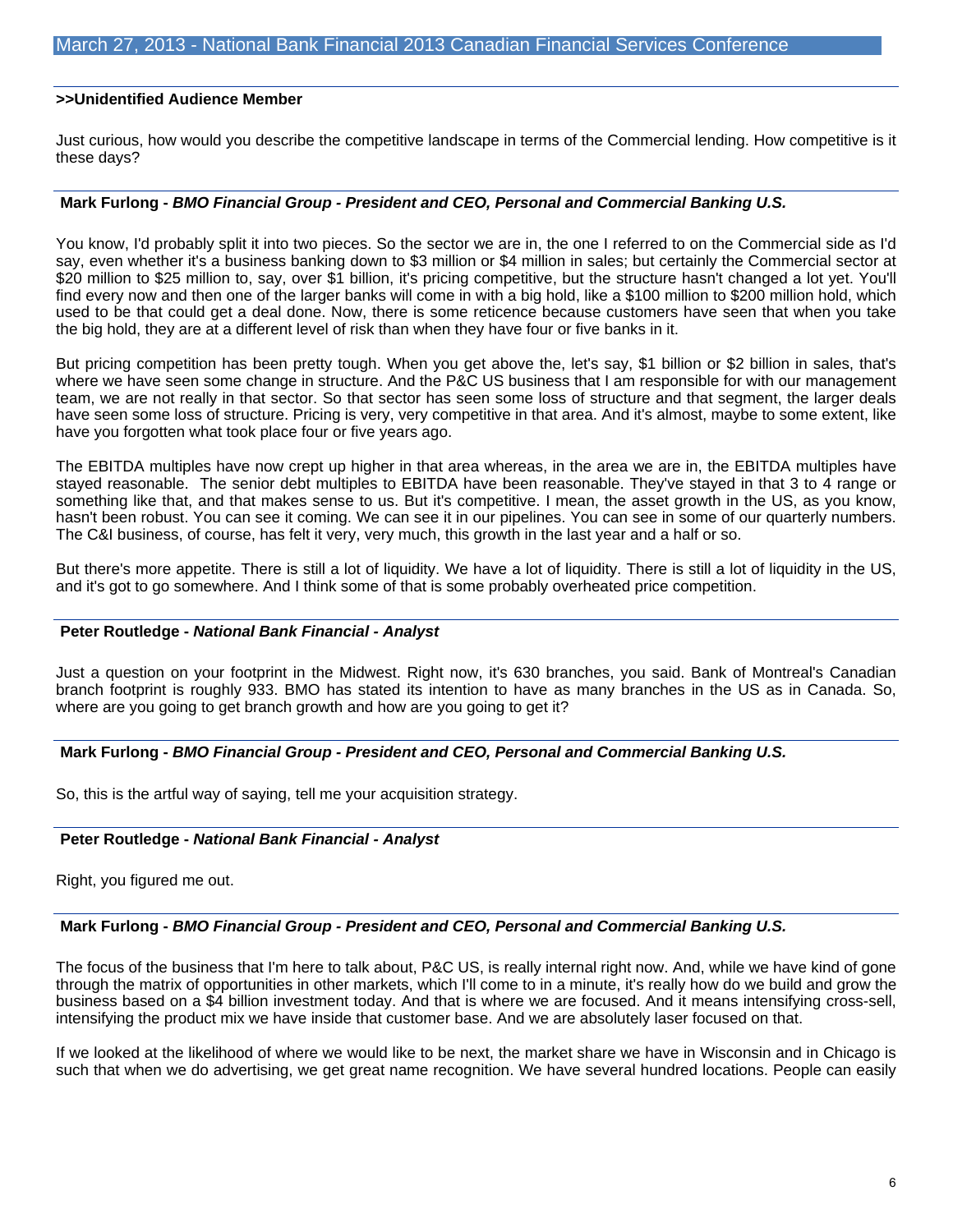**>>Unidentified Audience Member**

Just curious, how would you describe the competitive landscape in terms of the Commercial lending. How competitive is it these days?

**Mark Furlong -** ***BMO Financial Group - President and CEO, Personal and Commercial Banking U.S.***

You know, I'd probably split it into two pieces. So the sector we are in, the one I referred to on the Commercial side as I'd say, even whether it's a business banking down to $3 million or $4 million in sales; but certainly the Commercial sector at $20 million to $25 million to, say, over $1 billion, it's pricing competitive, but the structure hasn't changed a lot yet. You'll find every now and then one of the larger banks will come in with a big hold, like a $100 million to $200 million hold, which used to be that could get a deal done. Now, there is some reticence because customers have seen that when you take the big hold, they are at a different level of risk than when they have four or five banks in it.

But pricing competition has been pretty tough. When you get above the, let's say, $1 billion or $2 billion in sales, that's where we have seen some change in structure. And the P&C US business that I am responsible for with our management team, we are not really in that sector. So that sector has seen some loss of structure and that segment, the larger deals have seen some loss of structure. Pricing is very, very competitive in that area. And it's almost, maybe to some extent, like have you forgotten what took place four or five years ago.

The EBITDA multiples have now crept up higher in that area whereas, in the area we are in, the EBITDA multiples have stayed reasonable. The senior debt multiples to EBITDA have been reasonable. They've stayed in that 3 to 4 range or something like that, and that makes sense to us. But it's competitive. I mean, the asset growth in the US, as you know, hasn't been robust. You can see it coming. We can see it in our pipelines. You can see in some of our quarterly numbers. The C&I business, of course, has felt it very, very much, this growth in the last year and a half or so.

But there's more appetite. There is still a lot of liquidity. We have a lot of liquidity. There is still a lot of liquidity in the US, and it's got to go somewhere. And I think some of that is some probably overheated price competition.

**Peter Routledge -** ***National Bank Financial - Analyst***

Just a question on your footprint in the Midwest. Right now, it's 630 branches, you said. Bank of Montreal's Canadian branch footprint is roughly 933. BMO has stated its intention to have as many branches in the US as in Canada. So, where are you going to get branch growth and how are you going to get it?

**Mark Furlong -** ***BMO Financial Group - President and CEO, Personal and Commercial Banking U.S.***

So, this is the artful way of saying, tell me your acquisition strategy.

**Peter Routledge -** ***National Bank Financial - Analyst***

Right, you figured me out.

**Mark Furlong -** ***BMO Financial Group - President and CEO, Personal and Commercial Banking U.S.***

The focus of the business that I'm here to talk about, P&C US, is really internal right now. And, while we have kind of gone through the matrix of opportunities in other markets, which I'll come to in a minute, it's really how do we build and grow the business based on a $4 billion investment today. And that is where we are focused. And it means intensifying cross-sell, intensifying the product mix we have inside that customer base. And we are absolutely laser focused on that.

If we looked at the likelihood of where we would like to be next, the market share we have in Wisconsin and in Chicago is such that when we do advertising, we get great name recognition. We have several hundred locations. People can easily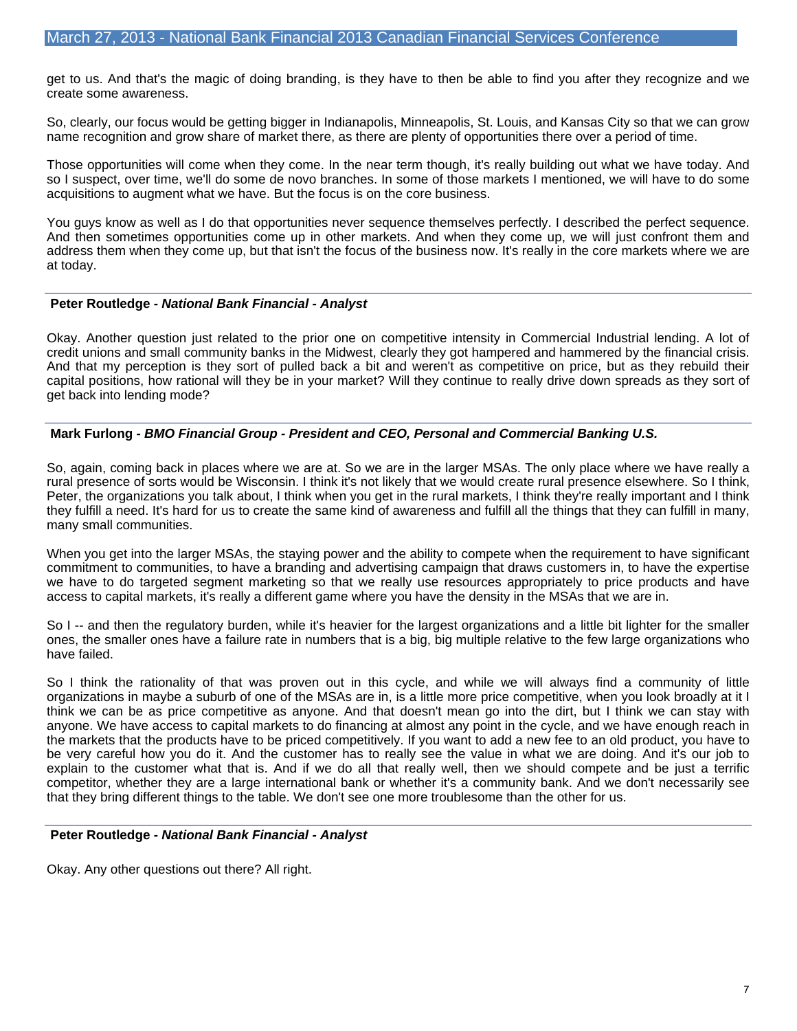get to us. And that's the magic of doing branding, is they have to then be able to find you after they recognize and we create some awareness.

So, clearly, our focus would be getting bigger in Indianapolis, Minneapolis, St. Louis, and Kansas City so that we can grow name recognition and grow share of market there, as there are plenty of opportunities there over a period of time.

Those opportunities will come when they come. In the near term though, it's really building out what we have today. And so I suspect, over time, we'll do some de novo branches. In some of those markets I mentioned, we will have to do some acquisitions to augment what we have. But the focus is on the core business.

You guys know as well as I do that opportunities never sequence themselves perfectly. I described the perfect sequence. And then sometimes opportunities come up in other markets. And when they come up, we will just confront them and address them when they come up, but that isn't the focus of the business now. It's really in the core markets where we are at today.

---

**Peter Routledge - *National Bank Financial - Analyst***

Okay. Another question just related to the prior one on competitive intensity in Commercial Industrial lending. A lot of credit unions and small community banks in the Midwest, clearly they got hampered and hammered by the financial crisis. And that my perception is they sort of pulled back a bit and weren't as competitive on price, but as they rebuild their capital positions, how rational will they be in your market? Will they continue to really drive down spreads as they sort of get back into lending mode?

---

**Mark Furlong - *BMO Financial Group - President and CEO, Personal and Commercial Banking U.S.***

So, again, coming back in places where we are at. So we are in the larger MSAs. The only place where we have really a rural presence of sorts would be Wisconsin. I think it's not likely that we would create rural presence elsewhere. So I think, Peter, the organizations you talk about, I think when you get in the rural markets, I think they're really important and I think they fulfill a need. It's hard for us to create the same kind of awareness and fulfill all the things that they can fulfill in many, many small communities.

When you get into the larger MSAs, the staying power and the ability to compete when the requirement to have significant commitment to communities, to have a branding and advertising campaign that draws customers in, to have the expertise we have to do targeted segment marketing so that we really use resources appropriately to price products and have access to capital markets, it's really a different game where you have the density in the MSAs that we are in.

So I -- and then the regulatory burden, while it's heavier for the largest organizations and a little bit lighter for the smaller ones, the smaller ones have a failure rate in numbers that is a big, big multiple relative to the few large organizations who have failed.

So I think the rationality of that was proven out in this cycle, and while we will always find a community of little organizations in maybe a suburb of one of the MSAs are in, is a little more price competitive, when you look broadly at it I think we can be as price competitive as anyone. And that doesn't mean go into the dirt, but I think we can stay with anyone. We have access to capital markets to do financing at almost any point in the cycle, and we have enough reach in the markets that the products have to be priced competitively. If you want to add a new fee to an old product, you have to be very careful how you do it. And the customer has to really see the value in what we are doing. And it's our job to explain to the customer what that is. And if we do all that really well, then we should compete and be just a terrific competitor, whether they are a large international bank or whether it's a community bank. And we don't necessarily see that they bring different things to the table. We don't see one more troublesome than the other for us.

---

**Peter Routledge - *National Bank Financial - Analyst***

Okay. Any other questions out there? All right.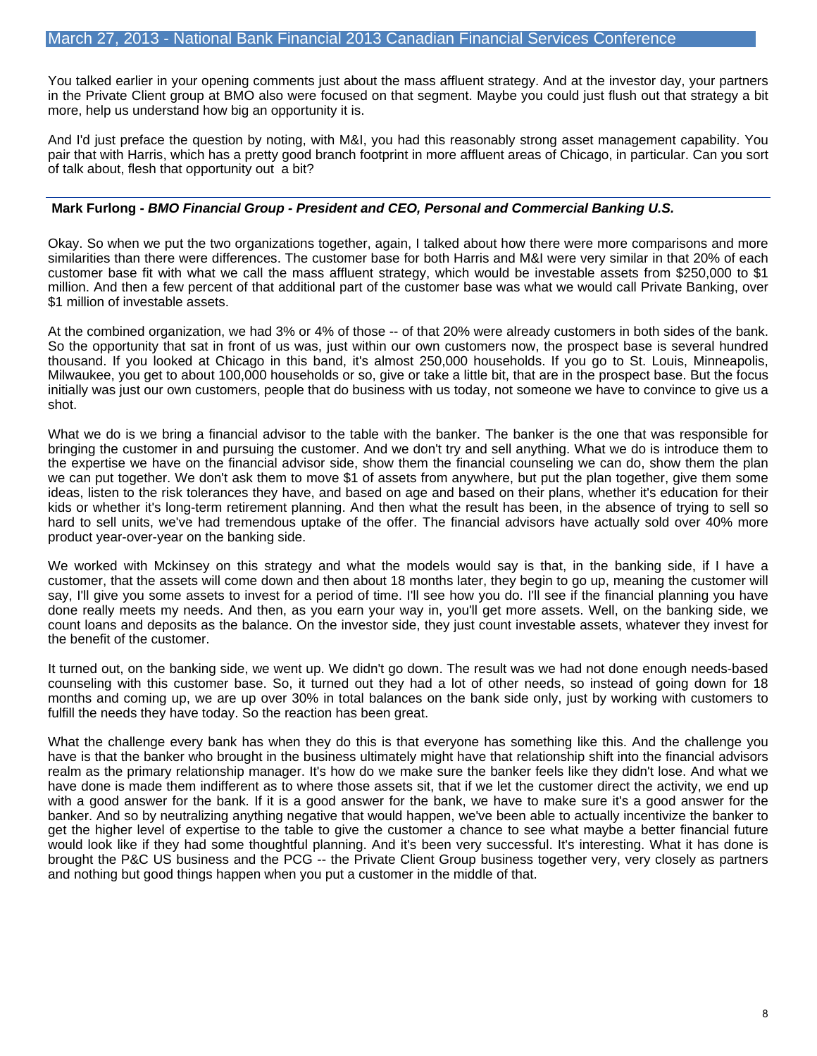You talked earlier in your opening comments just about the mass affluent strategy. And at the investor day, your partners in the Private Client group at BMO also were focused on that segment. Maybe you could just flush out that strategy a bit more, help us understand how big an opportunity it is.

And I'd just preface the question by noting, with M&I, you had this reasonably strong asset management capability. You pair that with Harris, which has a pretty good branch footprint in more affluent areas of Chicago, in particular. Can you sort of talk about, flesh that opportunity out a bit?

**Mark Furlong - *BMO Financial Group - President and CEO, Personal and Commercial Banking U.S.***

Okay. So when we put the two organizations together, again, I talked about how there were more comparisons and more similarities than there were differences. The customer base for both Harris and M&I were very similar in that 20% of each customer base fit with what we call the mass affluent strategy, which would be investable assets from $250,000 to $1 million. And then a few percent of that additional part of the customer base was what we would call Private Banking, over $1 million of investable assets.

At the combined organization, we had 3% or 4% of those -- of that 20% were already customers in both sides of the bank. So the opportunity that sat in front of us was, just within our own customers now, the prospect base is several hundred thousand. If you looked at Chicago in this band, it's almost 250,000 households. If you go to St. Louis, Minneapolis, Milwaukee, you get to about 100,000 households or so, give or take a little bit, that are in the prospect base. But the focus initially was just our own customers, people that do business with us today, not someone we have to convince to give us a shot.

What we do is we bring a financial advisor to the table with the banker. The banker is the one that was responsible for bringing the customer in and pursuing the customer. And we don't try and sell anything. What we do is introduce them to the expertise we have on the financial advisor side, show them the financial counseling we can do, show them the plan we can put together. We don't ask them to move $1 of assets from anywhere, but put the plan together, give them some ideas, listen to the risk tolerances they have, and based on age and based on their plans, whether it's education for their kids or whether it's long-term retirement planning. And then what the result has been, in the absence of trying to sell so hard to sell units, we've had tremendous uptake of the offer. The financial advisors have actually sold over 40% more product year-over-year on the banking side.

We worked with Mckinsey on this strategy and what the models would say is that, in the banking side, if I have a customer, that the assets will come down and then about 18 months later, they begin to go up, meaning the customer will say, I'll give you some assets to invest for a period of time. I'll see how you do. I'll see if the financial planning you have done really meets my needs. And then, as you earn your way in, you'll get more assets. Well, on the banking side, we count loans and deposits as the balance. On the investor side, they just count investable assets, whatever they invest for the benefit of the customer.

It turned out, on the banking side, we went up. We didn't go down. The result was we had not done enough needs-based counseling with this customer base. So, it turned out they had a lot of other needs, so instead of going down for 18 months and coming up, we are up over 30% in total balances on the bank side only, just by working with customers to fulfill the needs they have today. So the reaction has been great.

What the challenge every bank has when they do this is that everyone has something like this. And the challenge you have is that the banker who brought in the business ultimately might have that relationship shift into the financial advisors realm as the primary relationship manager. It's how do we make sure the banker feels like they didn't lose. And what we have done is made them indifferent as to where those assets sit, that if we let the customer direct the activity, we end up with a good answer for the bank. If it is a good answer for the bank, we have to make sure it's a good answer for the banker. And so by neutralizing anything negative that would happen, we've been able to actually incentivize the banker to get the higher level of expertise to the table to give the customer a chance to see what maybe a better financial future would look like if they had some thoughtful planning. And it's been very successful. It's interesting. What it has done is brought the P&C US business and the PCG -- the Private Client Group business together very, very closely as partners and nothing but good things happen when you put a customer in the middle of that.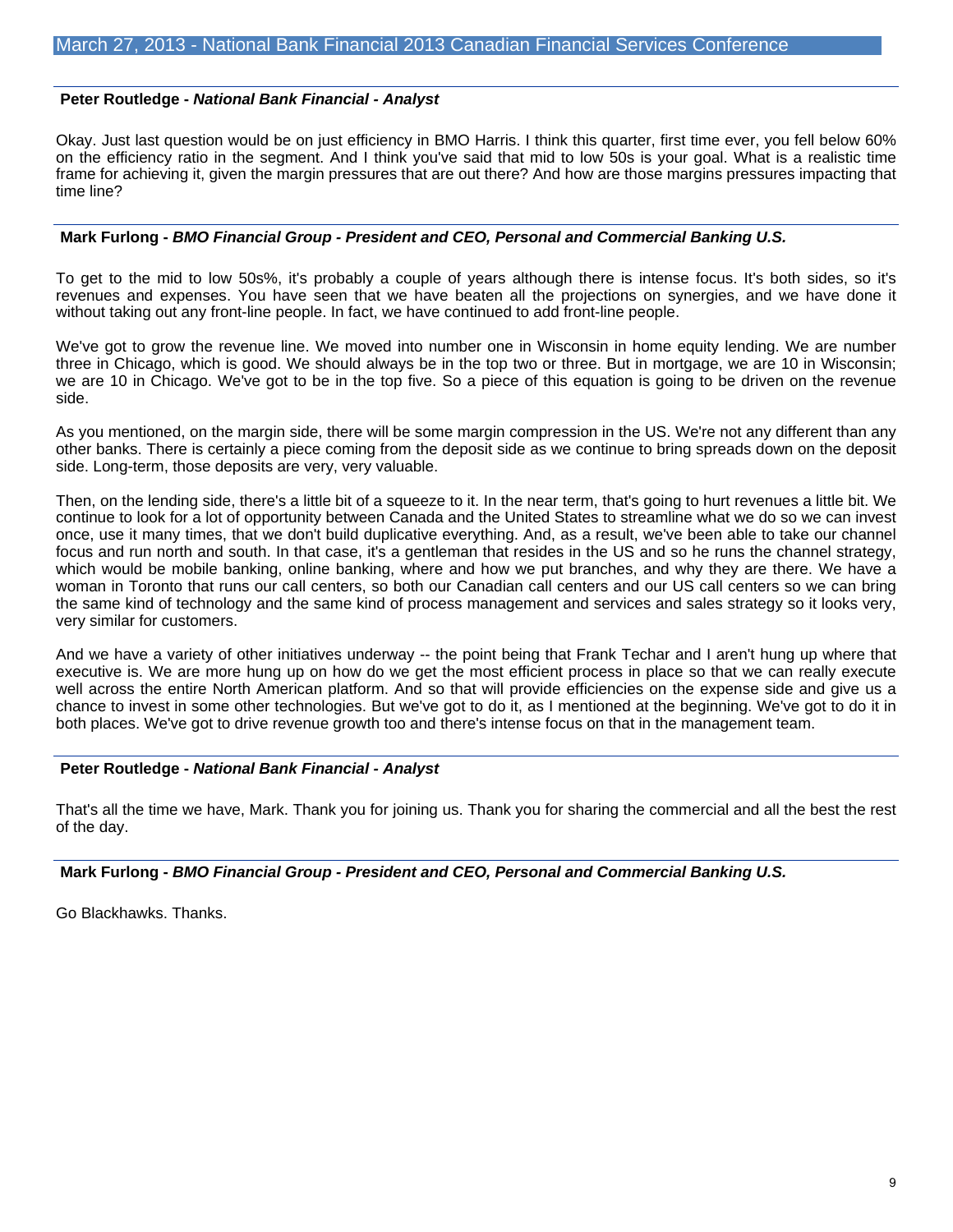**Peter Routledge** - ***National Bank Financial - Analyst***

Okay. Just last question would be on just efficiency in BMO Harris. I think this quarter, first time ever, you fell below 60% on the efficiency ratio in the segment. And I think you've said that mid to low 50s is your goal. What is a realistic time frame for achieving it, given the margin pressures that are out there? And how are those margins pressures impacting that time line?

**Mark Furlong** - ***BMO Financial Group - President and CEO, Personal and Commercial Banking U.S.***

To get to the mid to low 50s%, it's probably a couple of years although there is intense focus. It's both sides, so it's revenues and expenses. You have seen that we have beaten all the projections on synergies, and we have done it without taking out any front-line people. In fact, we have continued to add front-line people.

We've got to grow the revenue line. We moved into number one in Wisconsin in home equity lending. We are number three in Chicago, which is good. We should always be in the top two or three. But in mortgage, we are 10 in Wisconsin; we are 10 in Chicago. We've got to be in the top five. So a piece of this equation is going to be driven on the revenue side.

As you mentioned, on the margin side, there will be some margin compression in the US. We're not any different than any other banks. There is certainly a piece coming from the deposit side as we continue to bring spreads down on the deposit side. Long-term, those deposits are very, very valuable.

Then, on the lending side, there's a little bit of a squeeze to it. In the near term, that's going to hurt revenues a little bit. We continue to look for a lot of opportunity between Canada and the United States to streamline what we do so we can invest once, use it many times, that we don't build duplicative everything. And, as a result, we've been able to take our channel focus and run north and south. In that case, it's a gentleman that resides in the US and so he runs the channel strategy, which would be mobile banking, online banking, where and how we put branches, and why they are there. We have a woman in Toronto that runs our call centers, so both our Canadian call centers and our US call centers so we can bring the same kind of technology and the same kind of process management and services and sales strategy so it looks very, very similar for customers.

And we have a variety of other initiatives underway -- the point being that Frank Techar and I aren't hung up where that executive is. We are more hung up on how do we get the most efficient process in place so that we can really execute well across the entire North American platform. And so that will provide efficiencies on the expense side and give us a chance to invest in some other technologies. But we've got to do it, as I mentioned at the beginning. We've got to do it in both places. We've got to drive revenue growth too and there's intense focus on that in the management team.

**Peter Routledge** - ***National Bank Financial - Analyst***

That's all the time we have, Mark. Thank you for joining us. Thank you for sharing the commercial and all the best the rest of the day.

**Mark Furlong** - ***BMO Financial Group - President and CEO, Personal and Commercial Banking U.S.***

Go Blackhawks. Thanks.